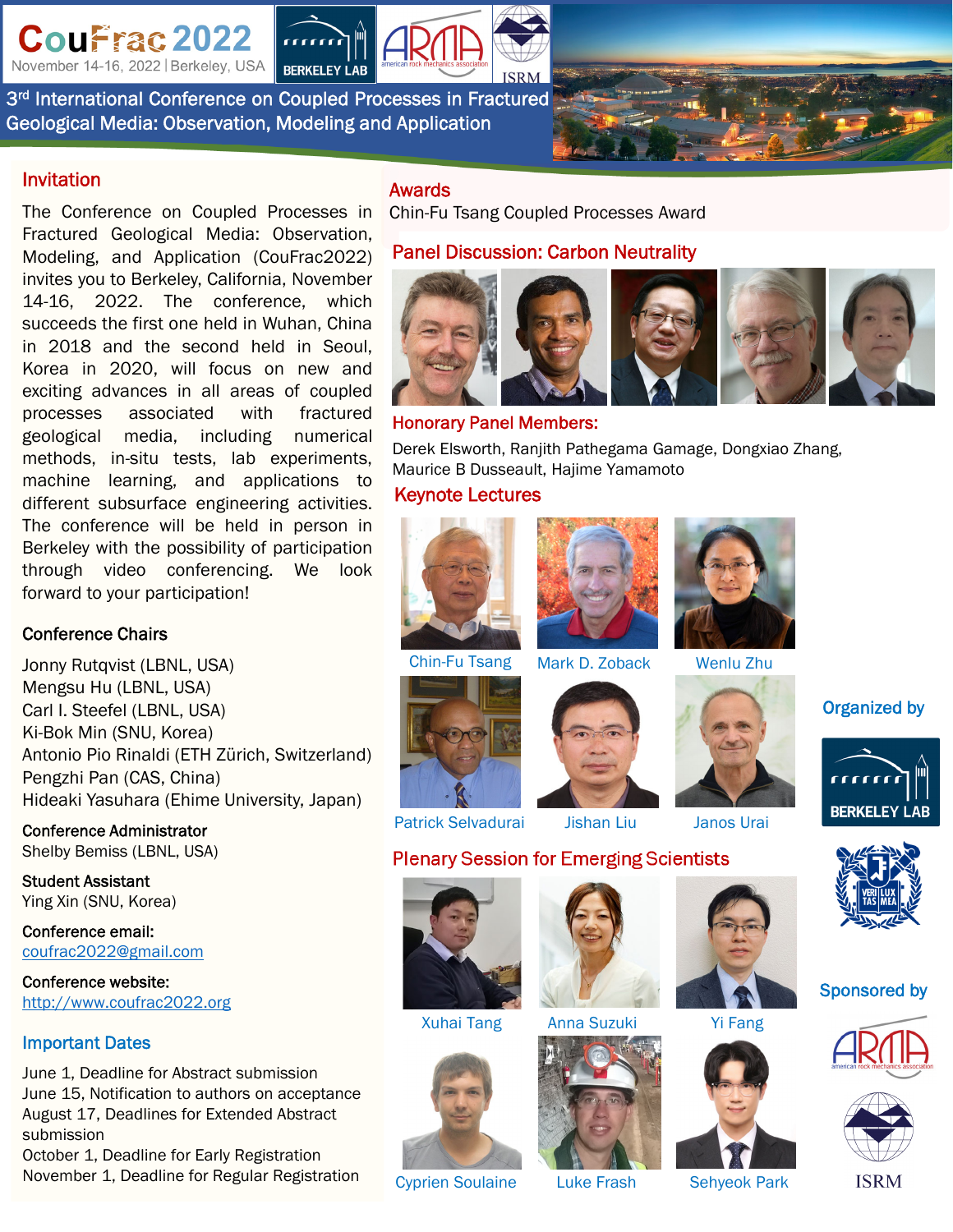# CouFrac 2022

November 14-16, 2022 | Berkeley, USA

## 3rd International Conference on Coupled Processes in Fractured Geological Media: Observation, Modeling and Application

## Invitation

The Conference on Coupled Processes in Fractured Geological Media: Observation, Modeling, and Application (CouFrac2022) invites you to Berkeley, California, November 14-16, 2022. The conference, which succeeds the first one held in Wuhan, China in 2018 and the second held in Seoul, Korea in 2020, will focus on new and exciting advances in all areas of coupled processes associated with fractured geological media, including numerical methods, in-situ tests, lab experiments, machine learning, and applications to different subsurface engineering activities. The conference will be held in person in Berkeley with the possibility of participation through video conferencing. We look forward to your participation!

### Conference Chairs

Jonny Rutqvist (LBNL, USA)
Mengsu Hu (LBNL, USA)
Carl I. Steefel (LBNL, USA)
Ki-Bok Min (SNU, Korea)
Antonio Pio Rinaldi (ETH Zürich, Switzerland)
Pengzhi Pan (CAS, China)
Hideaki Yasuhara (Ehime University, Japan)

**Conference Administrator**
Shelby Bemiss (LBNL, USA)

**Student Assistant**
Ying Xin (SNU, Korea)

**Conference email:**
coufrac2022@gmail.com

**Conference website:**
http://www.coufrac2022.org

## Important Dates

June 1, Deadline for Abstract submission
June 15, Notification to authors on acceptance
August 17, Deadlines for Extended Abstract submission
October 1, Deadline for Early Registration
November 1, Deadline for Regular Registration

## Awards

Chin-Fu Tsang Coupled Processes Award

## Panel Discussion: Carbon Neutrality

### Honorary Panel Members:

Derek Elsworth, Ranjith Pathegama Gamage, Dongxiao Zhang, Maurice B Dusseault, Hajime Yamamoto

## Keynote Lectures

Chin-Fu Tsang, Mark D. Zoback, Wenlu Zhu, Patrick Selvadurai, Jishan Liu, Janos Urai

## Plenary Session for Emerging Scientists

Xuhai Tang, Anna Suzuki, Yi Fang, Cyprien Soulaine, Luke Frash, Sehyeok Park

## Organized by

BERKELEY LAB

## Sponsored by

ARMA american rock mechanics association

ISRM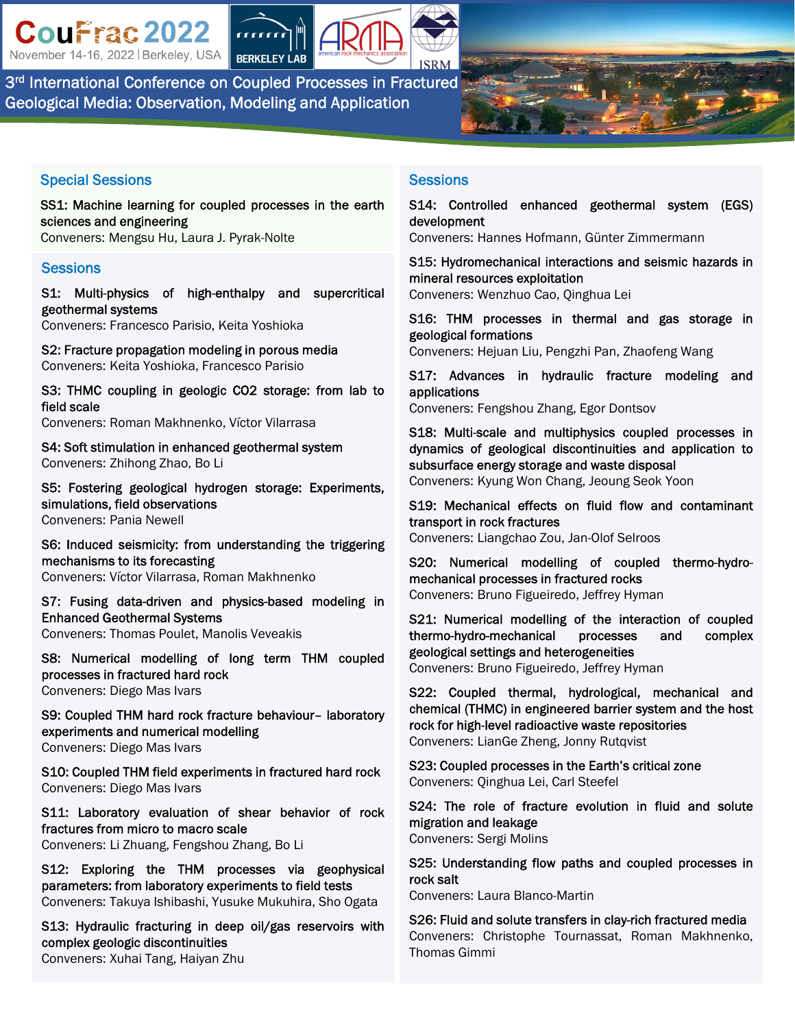# CouFrac 2022

November 14-16, 2022 | Berkeley, USA

3rd International Conference on Coupled Processes in Fractured Geological Media: Observation, Modeling and Application

## Special Sessions

**SS1: Machine learning for coupled processes in the earth sciences and engineering**
Conveners: Mengsu Hu, Laura J. Pyrak-Nolte

## Sessions

**S1: Multi-physics of high-enthalpy and supercritical geothermal systems**
Conveners: Francesco Parisio, Keita Yoshioka

**S2: Fracture propagation modeling in porous media**
Conveners: Keita Yoshioka, Francesco Parisio

**S3: THMC coupling in geologic CO2 storage: from lab to field scale**
Conveners: Roman Makhnenko, Víctor Vilarrasa

**S4: Soft stimulation in enhanced geothermal system**
Conveners: Zhihong Zhao, Bo Li

**S5: Fostering geological hydrogen storage: Experiments, simulations, field observations**
Conveners: Pania Newell

**S6: Induced seismicity: from understanding the triggering mechanisms to its forecasting**
Conveners: Víctor Vilarrasa, Roman Makhnenko

**S7: Fusing data-driven and physics-based modeling in Enhanced Geothermal Systems**
Conveners: Thomas Poulet, Manolis Veveakis

**S8: Numerical modelling of long term THM coupled processes in fractured hard rock**
Conveners: Diego Mas Ivars

**S9: Coupled THM hard rock fracture behaviour– laboratory experiments and numerical modelling**
Conveners: Diego Mas Ivars

**S10: Coupled THM field experiments in fractured hard rock**
Conveners: Diego Mas Ivars

**S11: Laboratory evaluation of shear behavior of rock fractures from micro to macro scale**
Conveners: Li Zhuang, Fengshou Zhang, Bo Li

**S12: Exploring the THM processes via geophysical parameters: from laboratory experiments to field tests**
Conveners: Takuya Ishibashi, Yusuke Mukuhira, Sho Ogata

**S13: Hydraulic fracturing in deep oil/gas reservoirs with complex geologic discontinuities**
Conveners: Xuhai Tang, Haiyan Zhu

**S14: Controlled enhanced geothermal system (EGS) development**
Conveners: Hannes Hofmann, Günter Zimmermann

**S15: Hydromechanical interactions and seismic hazards in mineral resources exploitation**
Conveners: Wenzhuo Cao, Qinghua Lei

**S16: THM processes in thermal and gas storage in geological formations**
Conveners: Hejuan Liu, Pengzhi Pan, Zhaofeng Wang

**S17: Advances in hydraulic fracture modeling and applications**
Conveners: Fengshou Zhang, Egor Dontsov

**S18: Multi-scale and multiphysics coupled processes in dynamics of geological discontinuities and application to subsurface energy storage and waste disposal**
Conveners: Kyung Won Chang, Jeoung Seok Yoon

**S19: Mechanical effects on fluid flow and contaminant transport in rock fractures**
Conveners: Liangchao Zou, Jan-Olof Selroos

**S20: Numerical modelling of coupled thermo-hydro-mechanical processes in fractured rocks**
Conveners: Bruno Figueiredo, Jeffrey Hyman

**S21: Numerical modelling of the interaction of coupled thermo-hydro-mechanical processes and complex geological settings and heterogeneities**
Conveners: Bruno Figueiredo, Jeffrey Hyman

**S22: Coupled thermal, hydrological, mechanical and chemical (THMC) in engineered barrier system and the host rock for high-level radioactive waste repositories**
Conveners: LianGe Zheng, Jonny Rutqvist

**S23: Coupled processes in the Earth's critical zone**
Conveners: Qinghua Lei, Carl Steefel

**S24: The role of fracture evolution in fluid and solute migration and leakage**
Conveners: Sergi Molins

**S25: Understanding flow paths and coupled processes in rock salt**
Conveners: Laura Blanco-Martin

**S26: Fluid and solute transfers in clay-rich fractured media**
Conveners: Christophe Tournassat, Roman Makhnenko, Thomas Gimmi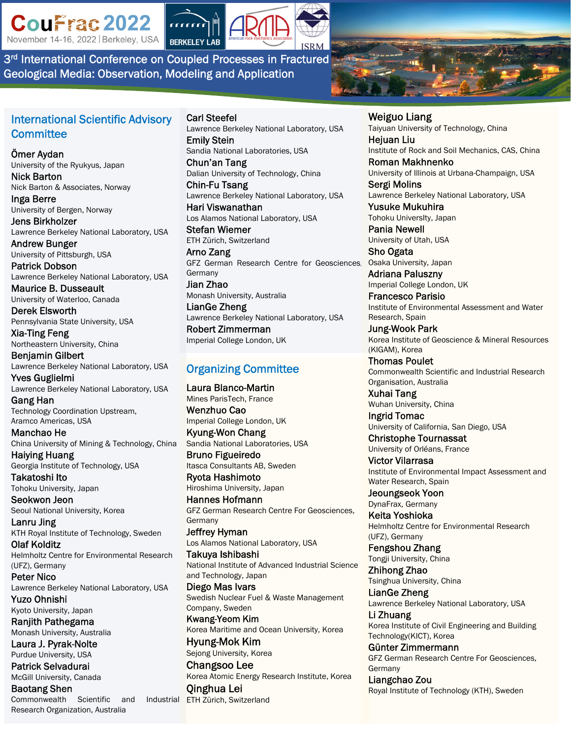# CouFrac 2022

November 14-16, 2022 | Berkeley, USA

BERKELEY LAB

ARMA american rock mechanics association

ISRM

3rd International Conference on Coupled Processes in Fractured Geological Media: Observation, Modeling and Application

## International Scientific Advisory Committee

**Ömer Aydan**
University of the Ryukyus, Japan

**Nick Barton**
Nick Barton & Associates, Norway

**Inga Berre**
University of Bergen, Norway

**Jens Birkholzer**
Lawrence Berkeley National Laboratory, USA

**Andrew Bunger**
University of Pittsburgh, USA

**Patrick Dobson**
Lawrence Berkeley National Laboratory, USA

**Maurice B. Dusseault**
University of Waterloo, Canada

**Derek Elsworth**
Pennsylvania State University, USA

**Xia-Ting Feng**
Northeastern University, China

**Benjamin Gilbert**
Lawrence Berkeley National Laboratory, USA

**Yves Guglielmi**
Lawrence Berkeley National Laboratory, USA

**Gang Han**
Technology Coordination Upstream, Aramco Americas, USA

**Manchao He**
China University of Mining & Technology, China

**Haiying Huang**
Georgia Institute of Technology, USA

**Takatoshi Ito**
Tohoku University, Japan

**Seokwon Jeon**
Seoul National University, Korea

**Lanru Jing**
KTH Royal Institute of Technology, Sweden

**Olaf Kolditz**
Helmholtz Centre for Environmental Research (UFZ), Germany

**Peter Nico**
Lawrence Berkeley National Laboratory, USA

**Yuzo Ohnishi**
Kyoto University, Japan

**Ranjith Pathegama**
Monash University, Australia

**Laura J. Pyrak-Nolte**
Purdue University, USA

**Patrick Selvadurai**
McGill University, Canada

**Baotang Shen**
Commonwealth Scientific and Industrial Research Organization, Australia

**Carl Steefel**
Lawrence Berkeley National Laboratory, USA

**Emily Stein**
Sandia National Laboratories, USA

**Chun'an Tang**
Dalian University of Technology, China

**Chin-Fu Tsang**
Lawrence Berkeley National Laboratory, USA

**Hari Viswanathan**
Los Alamos National Laboratory, USA

**Stefan Wiemer**
ETH Zürich, Switzerland

**Arno Zang**
GFZ German Research Centre for Geosciences, Germany

**Jian Zhao**
Monash University, Australia

**LianGe Zheng**
Lawrence Berkeley National Laboratory, USA

**Robert Zimmerman**
Imperial College London, UK

## Organizing Committee

**Laura Blanco-Martin**
Mines ParisTech, France

**Wenzhuo Cao**
Imperial College London, UK

**Kyung-Won Chang**
Sandia National Laboratories, USA

**Bruno Figueiredo**
Itasca Consultants AB, Sweden

**Ryota Hashimoto**
Hiroshima University, Japan

**Hannes Hofmann**
GFZ German Research Centre For Geosciences, Germany

**Jeffrey Hyman**
Los Alamos National Laboratory, USA

**Takuya Ishibashi**
National Institute of Advanced Industrial Science and Technology, Japan

**Diego Mas Ivars**
Swedish Nuclear Fuel & Waste Management Company, Sweden

**Kwang-Yeom Kim**
Korea Maritime and Ocean University, Korea

**Hyung-Mok Kim**
Sejong University, Korea

**Changsoo Lee**
Korea Atomic Energy Research Institute, Korea

**Qinghua Lei**
ETH Zürich, Switzerland

**Weiguo Liang**
Taiyuan University of Technology, China

**Hejuan Liu**
Institute of Rock and Soil Mechanics, CAS, China

**Roman Makhnenko**
University of Illinois at Urbana-Champaign, USA

**Sergi Molins**
Lawrence Berkeley National Laboratory, USA

**Yusuke Mukuhira**
Tohoku Universlty, Japan

**Pania Newell**
University of Utah, USA

**Sho Ogata**
Osaka University, Japan

**Adriana Paluszny**
Imperial College London, UK

**Francesco Parisio**
Institute of Environmental Assessment and Water Research, Spain

**Jung-Wook Park**
Korea Institute of Geoscience & Mineral Resources (KIGAM), Korea

**Thomas Poulet**
Commonwealth Scientific and Industrial Research Organisation, Australia

**Xuhai Tang**
Wuhan University, China

**Ingrid Tomac**
University of California, San Diego, USA

**Christophe Tournassat**
University of Orléans, France

**Victor Vilarrasa**
Institute of Environmental Impact Assessment and Water Research, Spain

**Jeoungseok Yoon**
DynaFrax, Germany

**Keita Yoshioka**
Helmholtz Centre for Environmental Research (UFZ), Germany

**Fengshou Zhang**
Tongji University, China

**Zhihong Zhao**
Tsinghua University, China

**LianGe Zheng**
Lawrence Berkeley National Laboratory, USA

**Li Zhuang**
Korea Institute of Civil Engineering and Building Technology(KICT), Korea

**Günter Zimmermann**
GFZ German Research Centre For Geosciences, Germany

**Liangchao Zou**
Royal Institute of Technology (KTH), Sweden